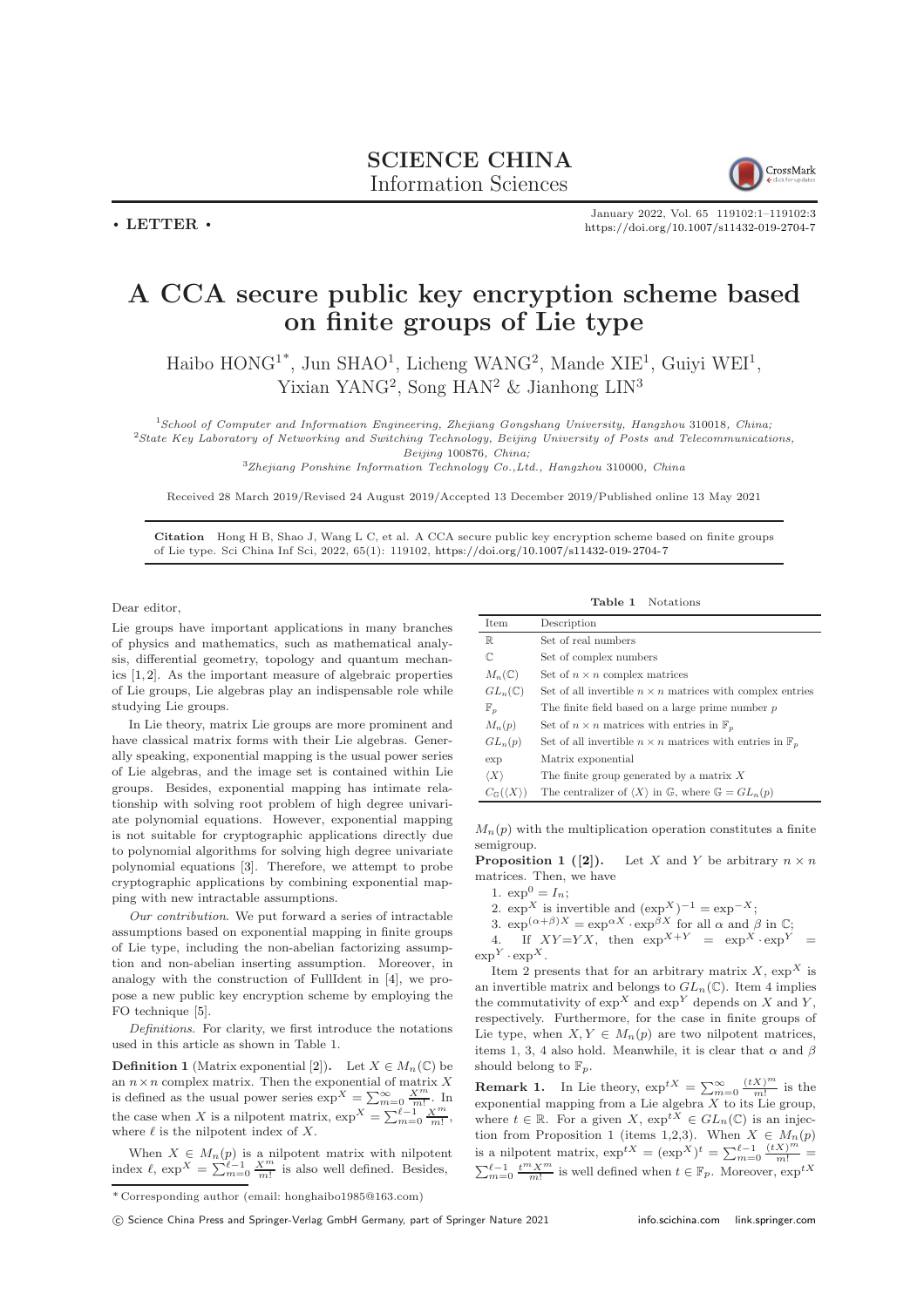**SCIENCE CHINA**
Information Sciences

• **LETTER** •

January 2022, Vol. 65 119102:1–119102:3
https://doi.org/10.1007/s11432-019-2704-7

# A CCA secure public key encryption scheme based on finite groups of Lie type

Haibo HONG[1*], Jun SHAO[1], Licheng WANG[2], Mande XIE[1], Guiyi WEI[1], Yixian YANG[2], Song HAN[2] & Jianhong LIN[3]

[1]*School of Computer and Information Engineering, Zhejiang Gongshang University, Hangzhou* 310018*, China;*
[2]*State Key Laboratory of Networking and Switching Technology, Beijing University of Posts and Telecommunications, Beijing* 100876*, China;*
[3]*Zhejiang Ponshine Information Technology Co.,Ltd., Hangzhou* 310000*, China*

Received 28 March 2019/Revised 24 August 2019/Accepted 13 December 2019/Published online 13 May 2021

**Citation** Hong H B, Shao J, Wang L C, et al. A CCA secure public key encryption scheme based on finite groups of Lie type. Sci China Inf Sci, 2022, 65(1): 119102, https://doi.org/10.1007/s11432-019-2704-7

Dear editor,

Lie groups have important applications in many branches of physics and mathematics, such as mathematical analysis, differential geometry, topology and quantum mechanics [1, 2]. As the important measure of algebraic properties of Lie groups, Lie algebras play an indispensable role while studying Lie groups.

In Lie theory, matrix Lie groups are more prominent and have classical matrix forms with their Lie algebras. Generally speaking, exponential mapping is the usual power series of Lie algebras, and the image set is contained within Lie groups. Besides, exponential mapping has intimate relationship with solving root problem of high degree univariate polynomial equations. However, exponential mapping is not suitable for cryptographic applications directly due to polynomial algorithms for solving high degree univariate polynomial equations [3]. Therefore, we attempt to probe cryptographic applications by combining exponential mapping with new intractable assumptions.

*Our contribution*. We put forward a series of intractable assumptions based on exponential mapping in finite groups of Lie type, including the non-abelian factorizing assumption and non-abelian inserting assumption. Moreover, in analogy with the construction of FullIdent in [4], we propose a new public key encryption scheme by employing the FO technique [5].

*Definitions*. For clarity, we first introduce the notations used in this article as shown in Table 1.

**Definition 1** (Matrix exponential [2])**.** Let $X \in M_n(\mathbb{C})$ be an $n \times n$ complex matrix. Then the exponential of matrix $X$ is defined as the usual power series $\exp^X = \sum_{m=0}^{\infty} \frac{X^m}{m!}$. In the case when $X$ is a nilpotent matrix, $\exp^X = \sum_{m=0}^{\ell-1} \frac{X^m}{m!}$, where $\ell$ is the nilpotent index of $X$.

When $X \in M_n(p)$ is a nilpotent matrix with nilpotent index $\ell$, $\exp^X = \sum_{m=0}^{\ell-1} \frac{X^m}{m!}$ is also well defined. Besides, $M_n(p)$ with the multiplication operation constitutes a finite semigroup.

**Table 1** Notations

| Item | Description |
|---|---|
| $\mathbb{R}$ | Set of real numbers |
| $\mathbb{C}$ | Set of complex numbers |
| $M_n(\mathbb{C})$ | Set of $n \times n$ complex matrices |
| $GL_n(\mathbb{C})$ | Set of all invertible $n \times n$ matrices with complex entries |
| $\mathbb{F}_p$ | The finite field based on a large prime number $p$ |
| $M_n(p)$ | Set of $n \times n$ matrices with entries in $\mathbb{F}_p$ |
| $GL_n(p)$ | Set of all invertible $n \times n$ matrices with entries in $\mathbb{F}_p$ |
| exp | Matrix exponential |
| $\langle X \rangle$ | The finite group generated by a matrix $X$ |
| $C_{\mathbb{G}}(\langle X \rangle)$ | The centralizer of $\langle X \rangle$ in $\mathbb{G}$, where $\mathbb{G} = GL_n(p)$ |

**Proposition 1 ([2]).** Let $X$ and $Y$ be arbitrary $n \times n$ matrices. Then, we have

1. $\exp^0 = I_n$;
2. $\exp^X$ is invertible and $(\exp^X)^{-1} = \exp^{-X}$;
3. $\exp^{(\alpha+\beta)X} = \exp^{\alpha X} \cdot \exp^{\beta X}$ for all $\alpha$ and $\beta$ in $\mathbb{C}$;
4. If $XY = YX$, then $\exp^{X+Y} = \exp^X \cdot \exp^Y = \exp^Y \cdot \exp^X$.

Item 2 presents that for an arbitrary matrix $X$, $\exp^X$ is an invertible matrix and belongs to $GL_n(\mathbb{C})$. Item 4 implies the commutativity of $\exp^X$ and $\exp^Y$ depends on $X$ and $Y$, respectively. Furthermore, for the case in finite groups of Lie type, when $X, Y \in M_n(p)$ are two nilpotent matrices, items 1, 3, 4 also hold. Meanwhile, it is certain that $\alpha$ and $\beta$ should belong to $\mathbb{F}_p$.

**Remark 1.** In Lie theory, $\exp^{tX} = \sum_{m=0}^{\infty} \frac{(tX)^m}{m!}$ is the exponential mapping from a Lie algebra $X$ to its Lie group, where $t \in \mathbb{R}$. For a given $X$, $\exp^{tX} \in GL_n(\mathbb{C})$ is an injection from Proposition 1 (items 1,2,3). When $X \in M_n(p)$ is a nilpotent matrix, $\exp^{tX} = (\exp^X)^t = \sum_{m=0}^{\ell-1} \frac{(tX)^m}{m!} = \sum_{m=0}^{\ell-1} \frac{t^m X^m}{m!}$ is well defined when $t \in \mathbb{F}_p$. Moreover, $\exp^{tX}$

\* Corresponding author (email: honghaibo1985@163.com)

© Science China Press and Springer-Verlag GmbH Germany, part of Springer Nature 2021 info.scichina.com link.springer.com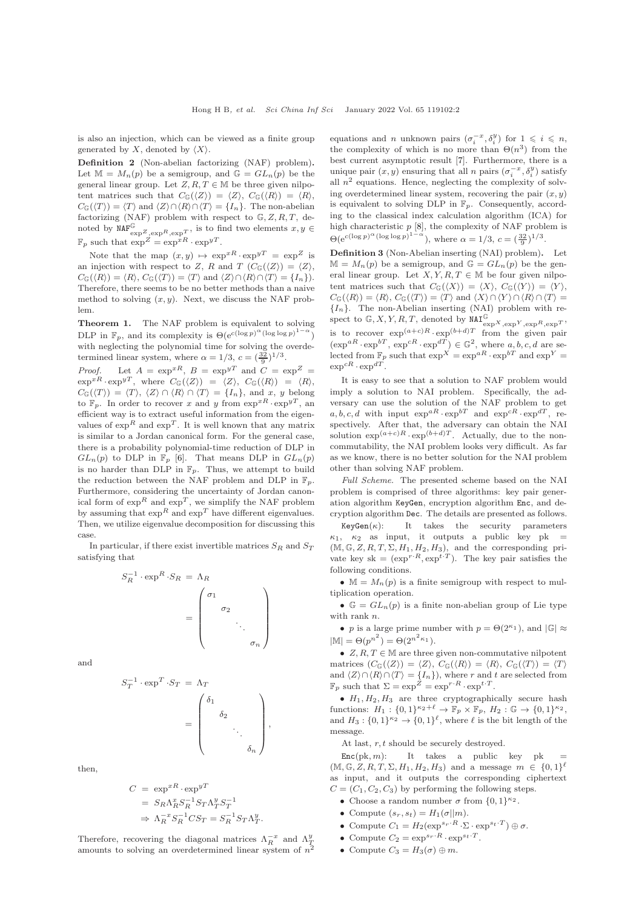is also an injection, which can be viewed as a finite group generated by $X$, denoted by $\langle X \rangle$.

**Definition 2** (Non-abelian factorizing (NAF) problem)**.** Let $\mathbb{M} = M_n(p)$ be a semigroup, and $\mathbb{G} = GL_n(p)$ be the general linear group. Let $Z, R, T \in \mathbb{M}$ be three given nilpotent matrices such that $C_{\mathbb{G}}(\langle Z \rangle) = \langle Z \rangle$, $C_{\mathbb{G}}(\langle R \rangle) = \langle R \rangle$, $C_{\mathbb{G}}(\langle T \rangle) = \langle T \rangle$ and $\langle Z \rangle \cap \langle R \rangle \cap \langle T \rangle = \{I_n\}$. The non-abelian factorizing (NAF) problem with respect to $\mathbb{G}, Z, R, T$, denoted by $\mathtt{NAF}^{\mathbb{G}}_{\exp^Z, \exp^R, \exp^T}$, is to find two elements $x, y \in \mathbb{F}_p$ such that $\exp^Z = \exp^{xR} \cdot \exp^{yT}$.

Note that the map $(x, y) \mapsto \exp^{xR} \cdot \exp^{yT} = \exp^Z$ is an injection with respect to $Z$, $R$ and $T$ ($C_{\mathbb{G}}(\langle Z \rangle) = \langle Z \rangle$, $C_{\mathbb{G}}(\langle R \rangle) = \langle R \rangle$, $C_{\mathbb{G}}(\langle T \rangle) = \langle T \rangle$ and $\langle Z \rangle \cap \langle R \rangle \cap \langle T \rangle = \{I_n\}$). Therefore, there seems to be no better methods than a naive method to solving $(x, y)$. Next, we discuss the NAF problem.

**Theorem 1.** The NAF problem is equivalent to solving DLP in $\mathbb{F}_p$, and its complexity is $\Theta(e^{c(\log p)^{\alpha}(\log\log p)^{1-\alpha}})$ with neglecting the polynomial time for solving the overdetermined linear system, where $\alpha = 1/3$, $c = (\frac{32}{9})^{1/3}$.

*Proof.* Let $A = \exp^{xR}$, $B = \exp^{yT}$ and $C = \exp^Z = \exp^{xR} \cdot \exp^{yT}$, where $C_{\mathbb{G}}(\langle Z \rangle) = \langle Z \rangle$, $C_{\mathbb{G}}(\langle R \rangle) = \langle R \rangle$, $C_{\mathbb{G}}(\langle T \rangle) = \langle T \rangle$, $\langle Z \rangle \cap \langle R \rangle \cap \langle T \rangle = \{I_n\}$, and $x$, $y$ belong to $\mathbb{F}_p$. In order to recover $x$ and $y$ from $\exp^{xR} \cdot \exp^{yT}$, an efficient way is to extract useful information from the eigenvalues of $\exp^R$ and $\exp^T$. It is well known that any matrix is similar to a Jordan canonical form. For the general case, there is a probability polynomial-time reduction of DLP in $GL_n(p)$ to DLP in $\mathbb{F}_p$ [6]. That means DLP in $GL_n(p)$ is no harder than DLP in $\mathbb{F}_p$. Thus, we attempt to build the reduction between the NAF problem and DLP in $\mathbb{F}_p$. Furthermore, considering the uncertainty of Jordan canonical form of $\exp^R$ and $\exp^T$, we simplify the NAF problem by assuming that $\exp^R$ and $\exp^T$ have different eigenvalues. Then, we utilize eigenvalue decomposition for discussing this case.

In particular, if there exist invertible matrices $S_R$ and $S_T$ satisfying that

$$
S_R^{-1} \cdot \exp^R \cdot S_R = \Lambda_R = \begin{pmatrix} \sigma_1 & & & \\ & \sigma_2 & & \\ & & \ddots & \\ & & & \sigma_n \end{pmatrix}
$$

and

$$
S_T^{-1} \cdot \exp^T \cdot S_T = \Lambda_T = \begin{pmatrix} \delta_1 & & & \\ & \delta_2 & & \\ & & \ddots & \\ & & & \delta_n \end{pmatrix},
$$

then,

$$
\begin{aligned}
C &= \exp^{xR} \cdot \exp^{yT} \\
&= S_R \Lambda_R^x S_R^{-1} S_T \Lambda_T^y S_T^{-1} \\
&\Rightarrow \Lambda_R^{-x} S_R^{-1} C S_T = S_R^{-1} S_T \Lambda_T^y.
\end{aligned}
$$

Therefore, recovering the diagonal matrices $\Lambda_R^{-x}$ and $\Lambda_T^y$ amounts to solving an overdetermined linear system of $n^2$ equations and $n$ unknown pairs $(\sigma_i^{-x}, \delta_i^y)$ for $1 \leqslant i \leqslant n$, the complexity of which is no more than $\Theta(n^3)$ from the best current asymptotic result [7]. Furthermore, there is a unique pair $(x, y)$ ensuring that all $n$ pairs $(\sigma_i^{-x}, \delta_i^y)$ satisfy all $n^2$ equations. Hence, neglecting the complexity of solving overdetermined linear system, recovering the pair $(x, y)$ is equivalent to solving DLP in $\mathbb{F}_p$. Consequently, according to the classical index calculation algorithm (ICA) for high characteristic $p$ [8], the complexity of NAF problem is $\Theta(e^{c(\log p)^{\alpha}(\log\log p)^{1-\alpha}})$, where $\alpha = 1/3$, $c = (\frac{32}{9})^{1/3}$.

**Definition 3** (Non-Abelian inserting (NAI) problem)**.** Let $\mathbb{M} = M_n(p)$ be a semigroup, and $\mathbb{G} = GL_n(p)$ be the general linear group. Let $X, Y, R, T \in \mathbb{M}$ be four given nilpotent matrices such that $C_{\mathbb{G}}(\langle X \rangle) = \langle X \rangle$, $C_{\mathbb{G}}(\langle Y \rangle) = \langle Y \rangle$, $C_{\mathbb{G}}(\langle R \rangle) = \langle R \rangle$, $C_{\mathbb{G}}(\langle T \rangle) = \langle T \rangle$ and $\langle X \rangle \cap \langle Y \rangle \cap \langle R \rangle \cap \langle T \rangle = \{I_n\}$. The non-Abelian inserting (NAI) problem with respect to $\mathbb{G}, X, Y, R, T$, denoted by $\mathtt{NAI}^{\mathbb{G}}_{\exp^X, \exp^Y, \exp^R, \exp^T}$, is to recover $\exp^{(a+c)R} \cdot \exp^{(b+d)T}$ from the given pair $(\exp^{aR} \cdot \exp^{bT}, \exp^{cR} \cdot \exp^{dT}) \in \mathbb{G}^2$, where $a, b, c, d$ are selected from $\mathbb{F}_p$ such that $\exp^X = \exp^{aR} \cdot \exp^{bT}$ and $\exp^Y = \exp^{cR} \cdot \exp^{dT}$.

It is easy to see that a solution to NAF problem would imply a solution to NAI problem. Specifically, the adversary can use the solution of the NAF problem to get $a, b, c, d$ with input $\exp^{aR} \cdot \exp^{bT}$ and $\exp^{cR} \cdot \exp^{dT}$, respectively. After that, the adversary can obtain the NAI solution $\exp^{(a+c)R} \cdot \exp^{(b+d)T}$. Actually, due to the non-commutability, the NAI problem looks very difficult. As far as we know, there is no better solution for the NAI problem other than solving NAF problem.

*Full Scheme.* The presented scheme based on the NAI problem is comprised of three algorithms: key pair generation algorithm `KeyGen`, encryption algorithm `Enc`, and decryption algorithm `Dec`. The details are presented as follows.

`KeyGen`($\kappa$): It takes the security parameters $\kappa_1$, $\kappa_2$ as input, it outputs a public key $\mathrm{pk} = (\mathbb{M}, \mathbb{G}, Z, R, T, \Sigma, H_1, H_2, H_3)$, and the corresponding private key $\mathrm{sk} = (\exp^{r \cdot R}, \exp^{t \cdot T})$. The key pair satisfies the following conditions.

- $\mathbb{M} = M_n(p)$ is a finite semigroup with respect to multiplication operation.
- $\mathbb{G} = GL_n(p)$ is a finite non-abelian group of Lie type with rank $n$.
- $p$ is a large prime number with $p = \Theta(2^{\kappa_1})$, and $|\mathbb{G}| \approx |\mathbb{M}| = \Theta(p^{n^2}) = \Theta(2^{n^2 \kappa_1})$.
- $Z, R, T \in \mathbb{M}$ are three given non-commutative nilpotent matrices ($C_{\mathbb{G}}(\langle Z \rangle) = \langle Z \rangle$, $C_{\mathbb{G}}(\langle R \rangle) = \langle R \rangle$, $C_{\mathbb{G}}(\langle T \rangle) = \langle T \rangle$ and $\langle Z \rangle \cap \langle R \rangle \cap \langle T \rangle = \{I_n\}$), where $r$ and $t$ are selected from $\mathbb{F}_p$ such that $\Sigma = \exp^Z = \exp^{r \cdot R} \cdot \exp^{t \cdot T}$.
- $H_1, H_2, H_3$ are three cryptographically secure hash functions: $H_1 : \{0,1\}^{\kappa_2 + \ell} \to \mathbb{F}_p \times \mathbb{F}_p$, $H_2 : \mathbb{G} \to \{0,1\}^{\kappa_2}$, and $H_3 : \{0,1\}^{\kappa_2} \to \{0,1\}^{\ell}$, where $\ell$ is the bit length of the message.

At last, $r, t$ should be securely destroyed.

`Enc`(pk, $m$): It takes a public key $\mathrm{pk} = (\mathbb{M}, \mathbb{G}, Z, R, T, \Sigma, H_1, H_2, H_3)$ and a message $m \in \{0,1\}^{\ell}$ as input, and it outputs the corresponding ciphertext $C = (C_1, C_2, C_3)$ by performing the following steps.

- Choose a random number $\sigma$ from $\{0,1\}^{\kappa_2}$.
- Compute $(s_r, s_t) = H_1(\sigma \| m)$.
- Compute $C_1 = H_2(\exp^{s_r \cdot R} \cdot \Sigma \cdot \exp^{s_t \cdot T}) \oplus \sigma$.
- Compute $C_2 = \exp^{s_r \cdot R} \cdot \exp^{s_t \cdot T}$.
- Compute $C_3 = H_3(\sigma) \oplus m$.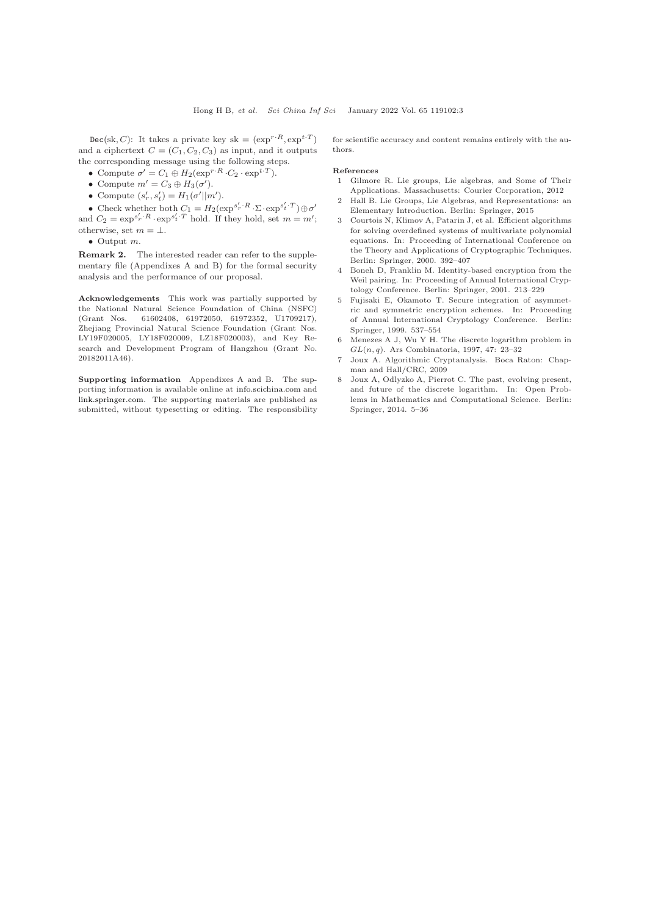$\texttt{Dec}(\mathrm{sk}, C)$: It takes a private key $\mathrm{sk} = (\exp^{r \cdot R}, \exp^{t \cdot T})$ and a ciphertext $C = (C_1, C_2, C_3)$ as input, and it outputs the corresponding message using the following steps.

- Compute $\sigma' = C_1 \oplus H_2(\exp^{r \cdot R} \cdot C_2 \cdot \exp^{t \cdot T})$.
- Compute $m' = C_3 \oplus H_3(\sigma')$.
- Compute $(s'_r, s'_t) = H_1(\sigma' || m')$.
- Check whether both $C_1 = H_2(\exp^{s'_r \cdot R} \cdot \Sigma \cdot \exp^{s'_t \cdot T}) \oplus \sigma'$ and $C_2 = \exp^{s'_r \cdot R} \cdot \exp^{s'_t \cdot T}$ hold. If they hold, set $m = m'$; otherwise, set $m = \perp$.
- Output $m$.

**Remark 2.** The interested reader can refer to the supplementary file (Appendixes A and B) for the formal security analysis and the performance of our proposal.

**Acknowledgements** This work was partially supported by the National Natural Science Foundation of China (NSFC) (Grant Nos. 61602408, 61972050, 61972352, U1709217), Zhejiang Provincial Natural Science Foundation (Grant Nos. LY19F020005, LY18F020009, LZ18F020003), and Key Research and Development Program of Hangzhou (Grant No. 20182011A46).

**Supporting information** Appendixes A and B. The supporting information is available online at info.scichina.com and link.springer.com. The supporting materials are published as submitted, without typesetting or editing. The responsibility for scientific accuracy and content remains entirely with the authors.

**References**

1. Gilmore R. Lie groups, Lie algebras, and Some of Their Applications. Massachusetts: Courier Corporation, 2012
2. Hall B. Lie Groups, Lie Algebras, and Representations: an Elementary Introduction. Berlin: Springer, 2015
3. Courtois N, Klimov A, Patarin J, et al. Efficient algorithms for solving overdefined systems of multivariate polynomial equations. In: Proceeding of International Conference on the Theory and Applications of Cryptographic Techniques. Berlin: Springer, 2000. 392–407
4. Boneh D, Franklin M. Identity-based encryption from the Weil pairing. In: Proceeding of Annual International Cryptology Conference. Berlin: Springer, 2001. 213–229
5. Fujisaki E, Okamoto T. Secure integration of asymmetric and symmetric encryption schemes. In: Proceeding of Annual International Cryptology Conference. Berlin: Springer, 1999. 537–554
6. Menezes A J, Wu Y H. The discrete logarithm problem in $GL(n, q)$. Ars Combinatoria, 1997, 47: 23–32
7. Joux A. Algorithmic Cryptanalysis. Boca Raton: Chapman and Hall/CRC, 2009
8. Joux A, Odlyzko A, Pierrot C. The past, evolving present, and future of the discrete logarithm. In: Open Problems in Mathematics and Computational Science. Berlin: Springer, 2014. 5–36